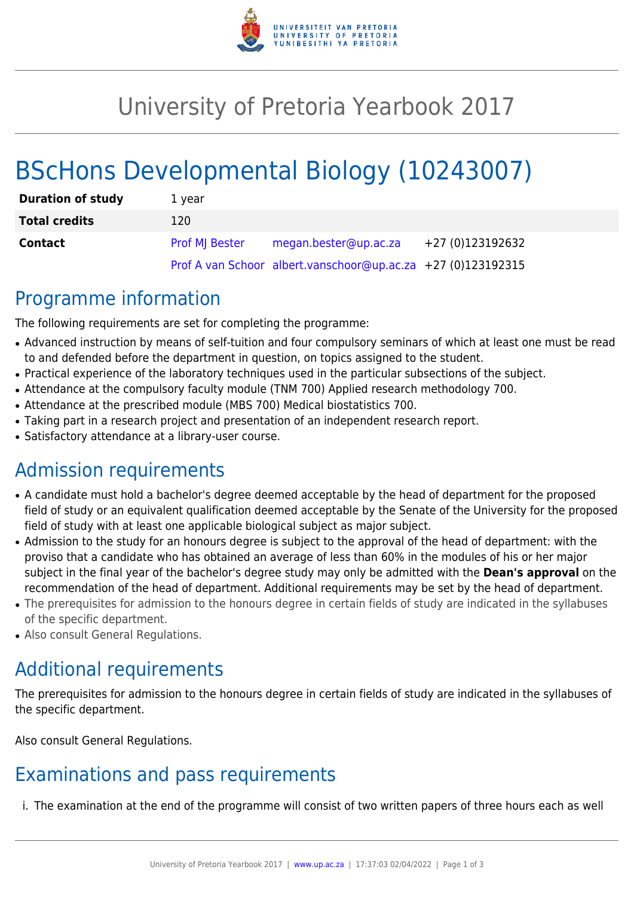# University of Pretoria Yearbook 2017

# BScHons Developmental Biology (10243007)

| | | | |
|---|---|---|---|
| **Duration of study** | 1 year | | |
| **Total credits** | 120 | | |
| **Contact** | Prof MJ Bester | megan.bester@up.ac.za | +27 (0)123192632 |
| | Prof A van Schoor | albert.vanschoor@up.ac.za | +27 (0)123192315 |

## Programme information

The following requirements are set for completing the programme:

- Advanced instruction by means of self-tuition and four compulsory seminars of which at least one must be read to and defended before the department in question, on topics assigned to the student.
- Practical experience of the laboratory techniques used in the particular subsections of the subject.
- Attendance at the compulsory faculty module (TNM 700) Applied research methodology 700.
- Attendance at the prescribed module (MBS 700) Medical biostatistics 700.
- Taking part in a research project and presentation of an independent research report.
- Satisfactory attendance at a library-user course.

## Admission requirements

- A candidate must hold a bachelor's degree deemed acceptable by the head of department for the proposed field of study or an equivalent qualification deemed acceptable by the Senate of the University for the proposed field of study with at least one applicable biological subject as major subject.
- Admission to the study for an honours degree is subject to the approval of the head of department: with the proviso that a candidate who has obtained an average of less than 60% in the modules of his or her major subject in the final year of the bachelor's degree study may only be admitted with the **Dean's approval** on the recommendation of the head of department. Additional requirements may be set by the head of department.
- The prerequisites for admission to the honours degree in certain fields of study are indicated in the syllabuses of the specific department.
- Also consult General Regulations.

## Additional requirements

The prerequisites for admission to the honours degree in certain fields of study are indicated in the syllabuses of the specific department.

Also consult General Regulations.

## Examinations and pass requirements

i. The examination at the end of the programme will consist of two written papers of three hours each as well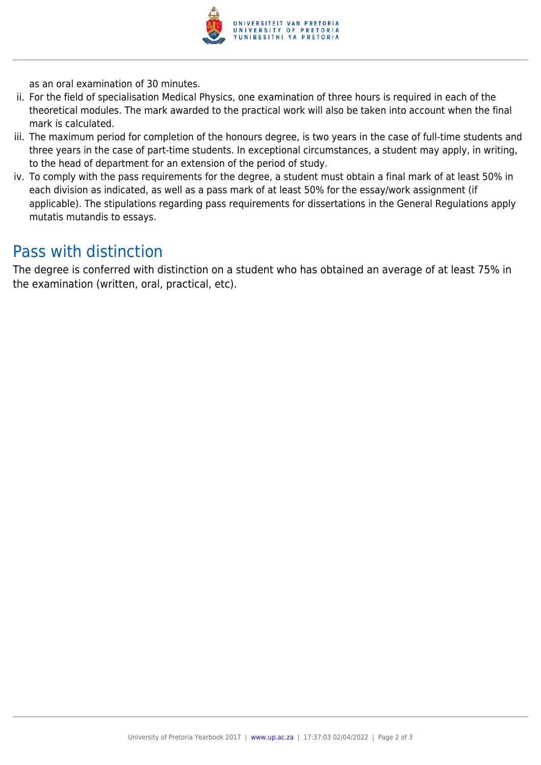as an oral examination of 30 minutes.

ii. For the field of specialisation Medical Physics, one examination of three hours is required in each of the theoretical modules. The mark awarded to the practical work will also be taken into account when the final mark is calculated.
iii. The maximum period for completion of the honours degree, is two years in the case of full-time students and three years in the case of part-time students. In exceptional circumstances, a student may apply, in writing, to the head of department for an extension of the period of study.
iv. To comply with the pass requirements for the degree, a student must obtain a final mark of at least 50% in each division as indicated, as well as a pass mark of at least 50% for the essay/work assignment (if applicable). The stipulations regarding pass requirements for dissertations in the General Regulations apply mutatis mutandis to essays.

## Pass with distinction

The degree is conferred with distinction on a student who has obtained an average of at least 75% in the examination (written, oral, practical, etc).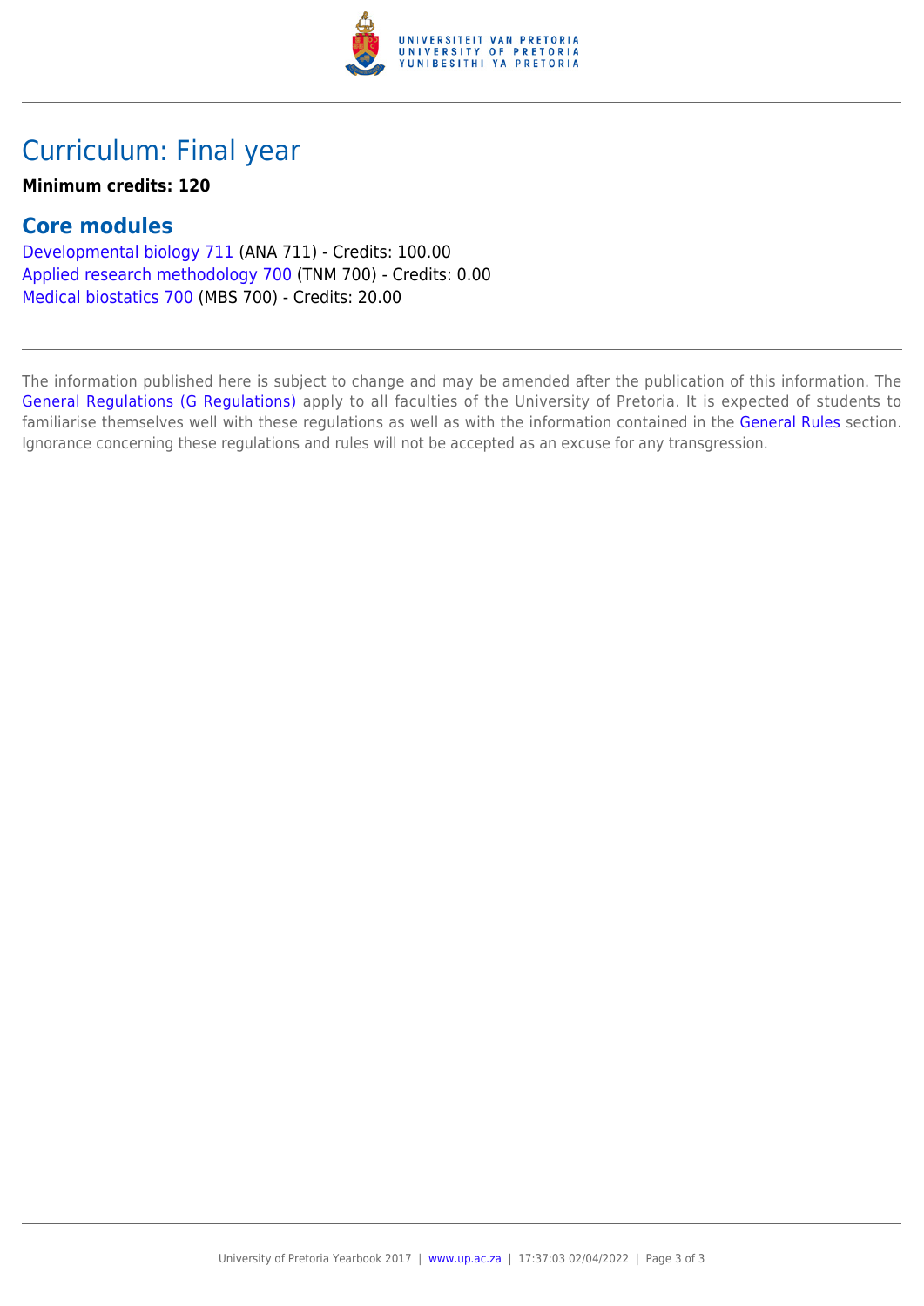## Curriculum: Final year

**Minimum credits: 120**

### Core modules

Developmental biology 711 (ANA 711) - Credits: 100.00
Applied research methodology 700 (TNM 700) - Credits: 0.00
Medical biostatics 700 (MBS 700) - Credits: 20.00

The information published here is subject to change and may be amended after the publication of this information. The General Regulations (G Regulations) apply to all faculties of the University of Pretoria. It is expected of students to familiarise themselves well with these regulations as well as with the information contained in the General Rules section. Ignorance concerning these regulations and rules will not be accepted as an excuse for any transgression.